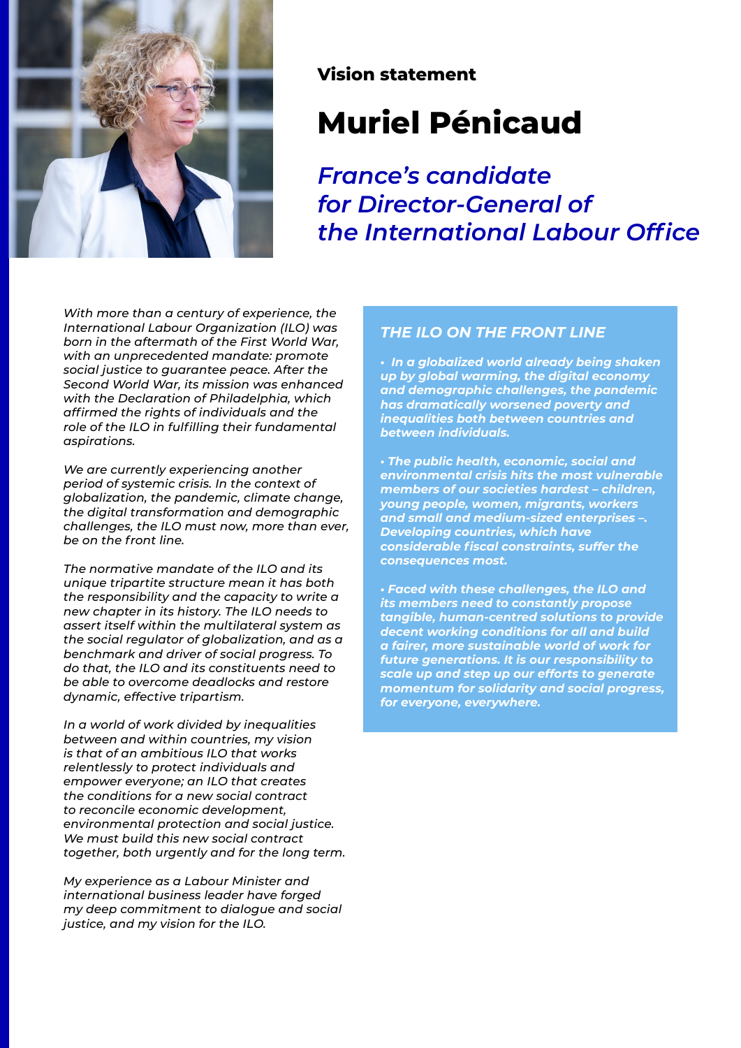**Vision statement**

# Muriel Pénicaud

## *France's candidate for Director-General of the International Labour Office*

*With more than a century of experience, the International Labour Organization (ILO) was born in the aftermath of the First World War, with an unprecedented mandate: promote social justice to guarantee peace. After the Second World War, its mission was enhanced with the Declaration of Philadelphia, which affirmed the rights of individuals and the role of the ILO in fulfilling their fundamental aspirations.*

*We are currently experiencing another period of systemic crisis. In the context of globalization, the pandemic, climate change, the digital transformation and demographic challenges, the ILO must now, more than ever, be on the front line.*

*The normative mandate of the ILO and its unique tripartite structure mean it has both the responsibility and the capacity to write a new chapter in its history. The ILO needs to assert itself within the multilateral system as the social regulator of globalization, and as a benchmark and driver of social progress. To do that, the ILO and its constituents need to be able to overcome deadlocks and restore dynamic, effective tripartism.*

*In a world of work divided by inequalities between and within countries, my vision is that of an ambitious ILO that works relentlessly to protect individuals and empower everyone; an ILO that creates the conditions for a new social contract to reconcile economic development, environmental protection and social justice. We must build this new social contract together, both urgently and for the long term.*

*My experience as a Labour Minister and international business leader have forged my deep commitment to dialogue and social justice, and my vision for the ILO.*

### *THE ILO ON THE FRONT LINE*

- ***In a globalized world already being shaken up by global warming, the digital economy and demographic challenges, the pandemic has dramatically worsened poverty and inequalities both between countries and between individuals.***

- ***The public health, economic, social and environmental crisis hits the most vulnerable members of our societies hardest – children, young people, women, migrants, workers and small and medium-sized enterprises –. Developing countries, which have considerable fiscal constraints, suffer the consequences most.***

- ***Faced with these challenges, the ILO and its members need to constantly propose tangible, human-centred solutions to provide decent working conditions for all and build a fairer, more sustainable world of work for future generations. It is our responsibility to scale up and step up our efforts to generate momentum for solidarity and social progress, for everyone, everywhere.***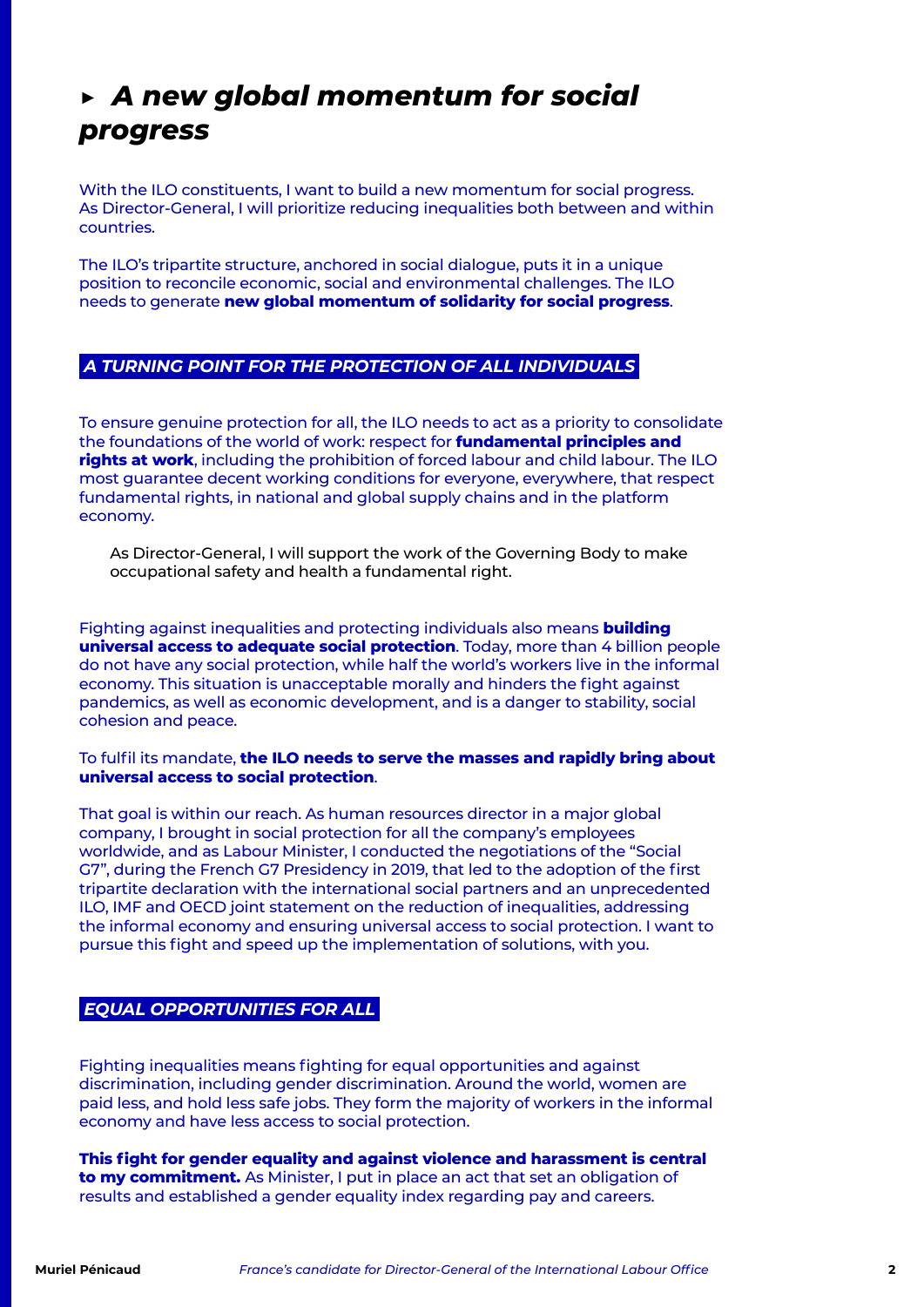## ▸ *A new global momentum for social progress*

With the ILO constituents, I want to build a new momentum for social progress. As Director-General, I will prioritize reducing inequalities both between and within countries.

The ILO's tripartite structure, anchored in social dialogue, puts it in a unique position to reconcile economic, social and environmental challenges. The ILO needs to generate **new global momentum of solidarity for social progress**.

### *A TURNING POINT FOR THE PROTECTION OF ALL INDIVIDUALS*

To ensure genuine protection for all, the ILO needs to act as a priority to consolidate the foundations of the world of work: respect for **fundamental principles and rights at work**, including the prohibition of forced labour and child labour. The ILO most guarantee decent working conditions for everyone, everywhere, that respect fundamental rights, in national and global supply chains and in the platform economy.

As Director-General, I will support the work of the Governing Body to make occupational safety and health a fundamental right.

Fighting against inequalities and protecting individuals also means **building universal access to adequate social protection**. Today, more than 4 billion people do not have any social protection, while half the world's workers live in the informal economy. This situation is unacceptable morally and hinders the fight against pandemics, as well as economic development, and is a danger to stability, social cohesion and peace.

To fulfil its mandate, **the ILO needs to serve the masses and rapidly bring about universal access to social protection**.

That goal is within our reach. As human resources director in a major global company, I brought in social protection for all the company's employees worldwide, and as Labour Minister, I conducted the negotiations of the "Social G7", during the French G7 Presidency in 2019, that led to the adoption of the first tripartite declaration with the international social partners and an unprecedented ILO, IMF and OECD joint statement on the reduction of inequalities, addressing the informal economy and ensuring universal access to social protection. I want to pursue this fight and speed up the implementation of solutions, with you.

### *EQUAL OPPORTUNITIES FOR ALL*

Fighting inequalities means fighting for equal opportunities and against discrimination, including gender discrimination. Around the world, women are paid less, and hold less safe jobs. They form the majority of workers in the informal economy and have less access to social protection.

**This fight for gender equality and against violence and harassment is central to my commitment.** As Minister, I put in place an act that set an obligation of results and established a gender equality index regarding pay and careers.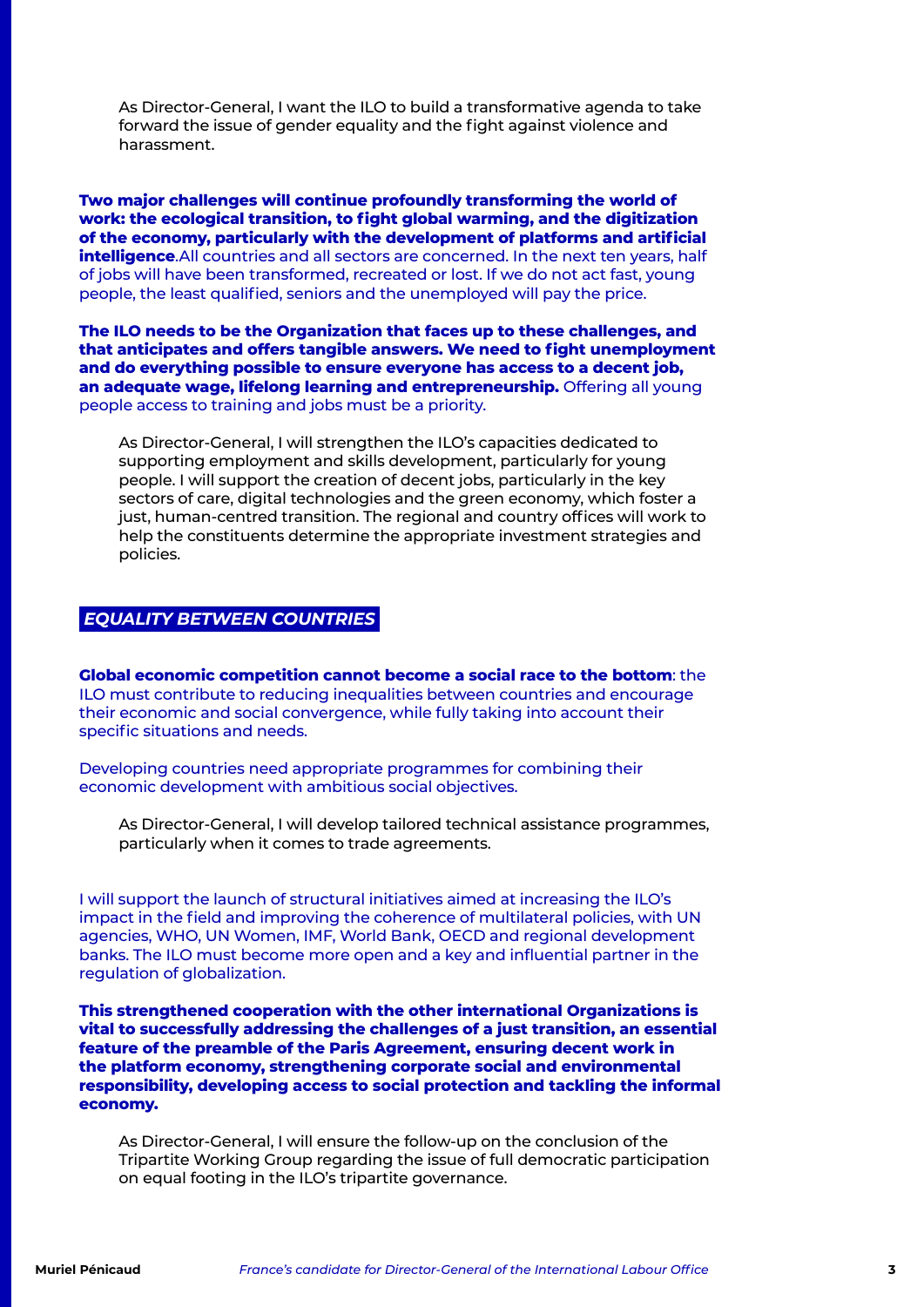As Director-General, I want the ILO to build a transformative agenda to take forward the issue of gender equality and the fight against violence and harassment.

**Two major challenges will continue profoundly transforming the world of work: the ecological transition, to fight global warming, and the digitization of the economy, particularly with the development of platforms and artificial intelligence**.All countries and all sectors are concerned. In the next ten years, half of jobs will have been transformed, recreated or lost. If we do not act fast, young people, the least qualified, seniors and the unemployed will pay the price.

**The ILO needs to be the Organization that faces up to these challenges, and that anticipates and offers tangible answers. We need to fight unemployment and do everything possible to ensure everyone has access to a decent job, an adequate wage, lifelong learning and entrepreneurship.** Offering all young people access to training and jobs must be a priority.

As Director-General, I will strengthen the ILO's capacities dedicated to supporting employment and skills development, particularly for young people. I will support the creation of decent jobs, particularly in the key sectors of care, digital technologies and the green economy, which foster a just, human-centred transition. The regional and country offices will work to help the constituents determine the appropriate investment strategies and policies.

## *EQUALITY BETWEEN COUNTRIES*

**Global economic competition cannot become a social race to the bottom**: the ILO must contribute to reducing inequalities between countries and encourage their economic and social convergence, while fully taking into account their specific situations and needs.

Developing countries need appropriate programmes for combining their economic development with ambitious social objectives.

As Director-General, I will develop tailored technical assistance programmes, particularly when it comes to trade agreements.

I will support the launch of structural initiatives aimed at increasing the ILO's impact in the field and improving the coherence of multilateral policies, with UN agencies, WHO, UN Women, IMF, World Bank, OECD and regional development banks. The ILO must become more open and a key and influential partner in the regulation of globalization.

**This strengthened cooperation with the other international Organizations is vital to successfully addressing the challenges of a just transition, an essential feature of the preamble of the Paris Agreement, ensuring decent work in the platform economy, strengthening corporate social and environmental responsibility, developing access to social protection and tackling the informal economy.**

As Director-General, I will ensure the follow-up on the conclusion of the Tripartite Working Group regarding the issue of full democratic participation on equal footing in the ILO's tripartite governance.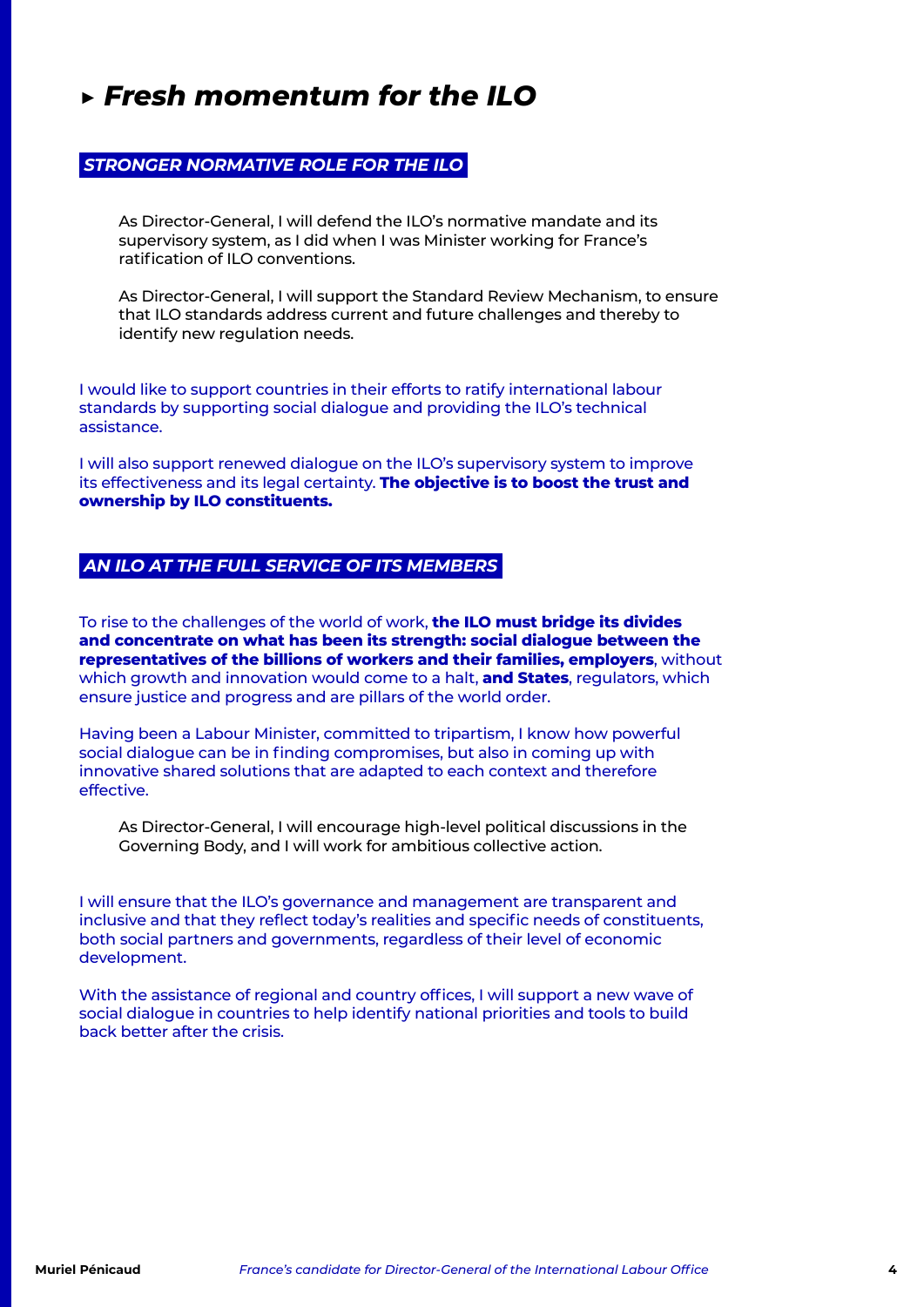# ▸ *Fresh momentum for the ILO*

## *STRONGER NORMATIVE ROLE FOR THE ILO*

As Director-General, I will defend the ILO's normative mandate and its supervisory system, as I did when I was Minister working for France's ratification of ILO conventions.

As Director-General, I will support the Standard Review Mechanism, to ensure that ILO standards address current and future challenges and thereby to identify new regulation needs.

I would like to support countries in their efforts to ratify international labour standards by supporting social dialogue and providing the ILO's technical assistance.

I will also support renewed dialogue on the ILO's supervisory system to improve its effectiveness and its legal certainty. **The objective is to boost the trust and ownership by ILO constituents.**

## *AN ILO AT THE FULL SERVICE OF ITS MEMBERS*

To rise to the challenges of the world of work, **the ILO must bridge its divides and concentrate on what has been its strength: social dialogue between the representatives of the billions of workers and their families, employers**, without which growth and innovation would come to a halt, **and States**, regulators, which ensure justice and progress and are pillars of the world order.

Having been a Labour Minister, committed to tripartism, I know how powerful social dialogue can be in finding compromises, but also in coming up with innovative shared solutions that are adapted to each context and therefore effective.

As Director-General, I will encourage high-level political discussions in the Governing Body, and I will work for ambitious collective action.

I will ensure that the ILO's governance and management are transparent and inclusive and that they reflect today's realities and specific needs of constituents, both social partners and governments, regardless of their level of economic development.

With the assistance of regional and country offices, I will support a new wave of social dialogue in countries to help identify national priorities and tools to build back better after the crisis.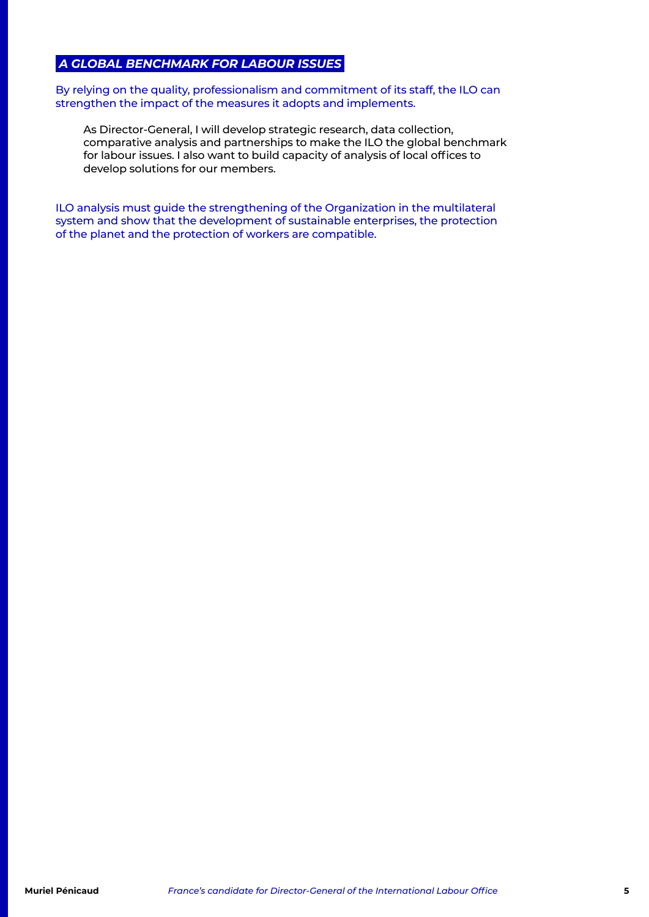## *A GLOBAL BENCHMARK FOR LABOUR ISSUES*

By relying on the quality, professionalism and commitment of its staff, the ILO can strengthen the impact of the measures it adopts and implements.

> As Director-General, I will develop strategic research, data collection, comparative analysis and partnerships to make the ILO the global benchmark for labour issues. I also want to build capacity of analysis of local offices to develop solutions for our members.

ILO analysis must guide the strengthening of the Organization in the multilateral system and show that the development of sustainable enterprises, the protection of the planet and the protection of workers are compatible.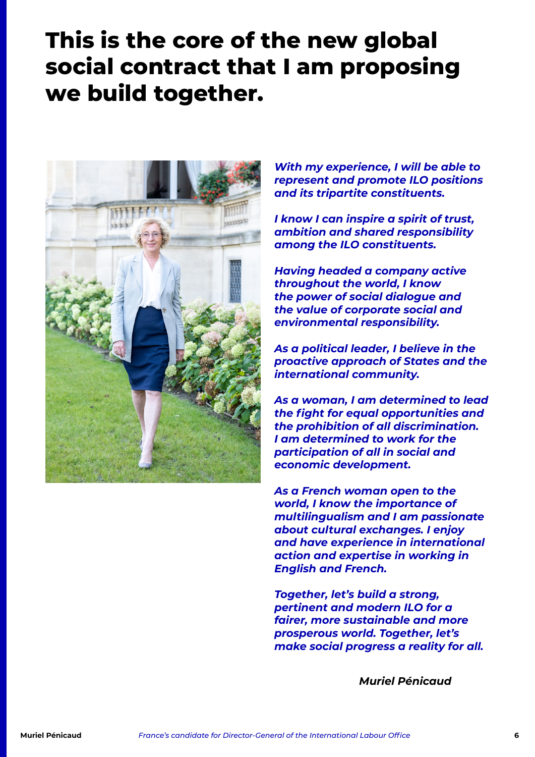# This is the core of the new global social contract that I am proposing we build together.

***With my experience, I will be able to represent and promote ILO positions and its tripartite constituents.***

***I know I can inspire a spirit of trust, ambition and shared responsibility among the ILO constituents.***

***Having headed a company active throughout the world, I know the power of social dialogue and the value of corporate social and environmental responsibility.***

***As a political leader, I believe in the proactive approach of States and the international community.***

***As a woman, I am determined to lead the fight for equal opportunities and the prohibition of all discrimination. I am determined to work for the participation of all in social and economic development.***

***As a French woman open to the world, I know the importance of multilingualism and I am passionate about cultural exchanges. I enjoy and have experience in international action and expertise in working in English and French.***

***Together, let's build a strong, pertinent and modern ILO for a fairer, more sustainable and more prosperous world. Together, let's make social progress a reality for all.***

***Muriel Pénicaud***